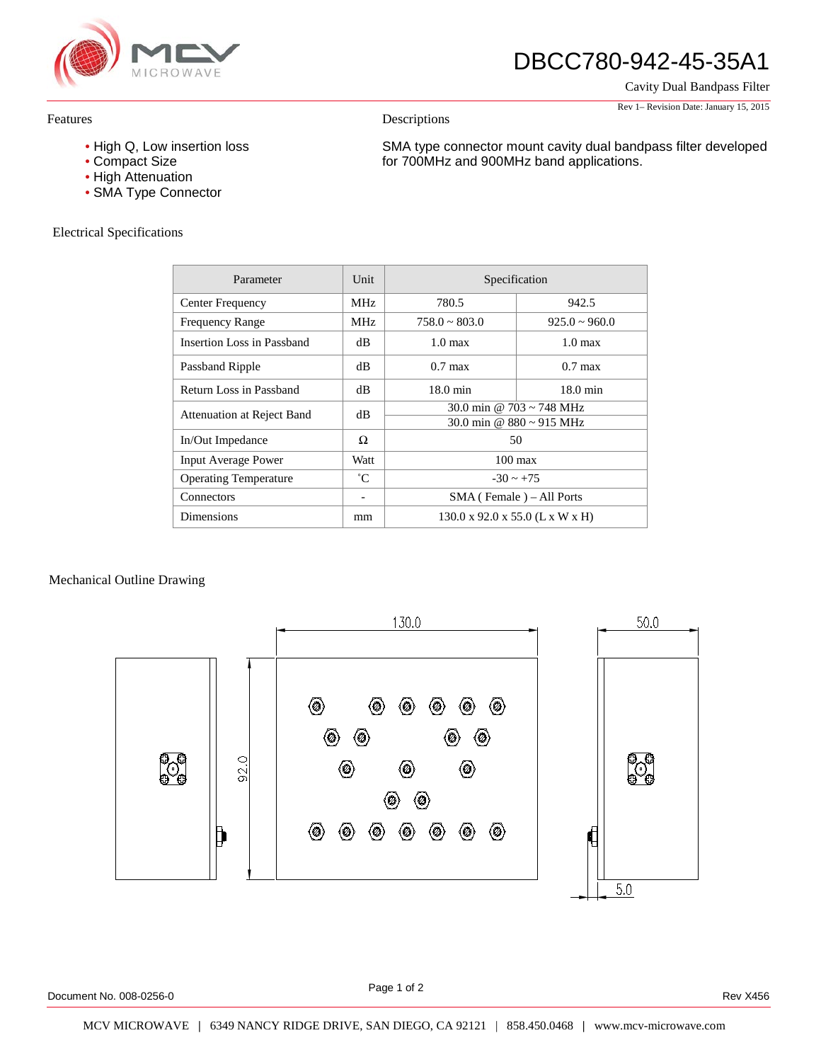# DBCC780-942-45-35A1

Cavity Dual Bandpass Filter

Rev 1– Revision Date: January 15, 2015

## Features

- High Q, Low insertion loss
- Compact Size
- High Attenuation
- SMA Type Connector

## Descriptions

SMA type connector mount cavity dual bandpass filter developed for 700MHz and 900MHz band applications.

## Electrical Specifications

| Parameter | Unit | Specification | |
|---|---|---|---|
| Center Frequency | MHz | 780.5 | 942.5 |
| Frequency Range | MHz | 758.0 ~ 803.0 | 925.0 ~ 960.0 |
| Insertion Loss in Passband | dB | 1.0 max | 1.0 max |
| Passband Ripple | dB | 0.7 max | 0.7 max |
| Return Loss in Passband | dB | 18.0 min | 18.0 min |
| Attenuation at Reject Band | dB | 30.0 min @ 703 ~ 748 MHz<br>30.0 min @ 880 ~ 915 MHz | |
| In/Out Impedance | Ω | 50 | |
| Input Average Power | Watt | 100 max | |
| Operating Temperature | ˚C | -30 ~ +75 | |
| Connectors | - | SMA ( Female ) – All Ports | |
| Dimensions | mm | 130.0 x 92.0 x 55.0 (L x W x H) | |

## Mechanical Outline Drawing

130.0

50.0

92.0

5.0

Document No. 008-0256-0

Rev X456

MCV MICROWAVE | 6349 NANCY RIDGE DRIVE, SAN DIEGO, CA 92121 | 858.450.0468 | www.mcv-microwave.com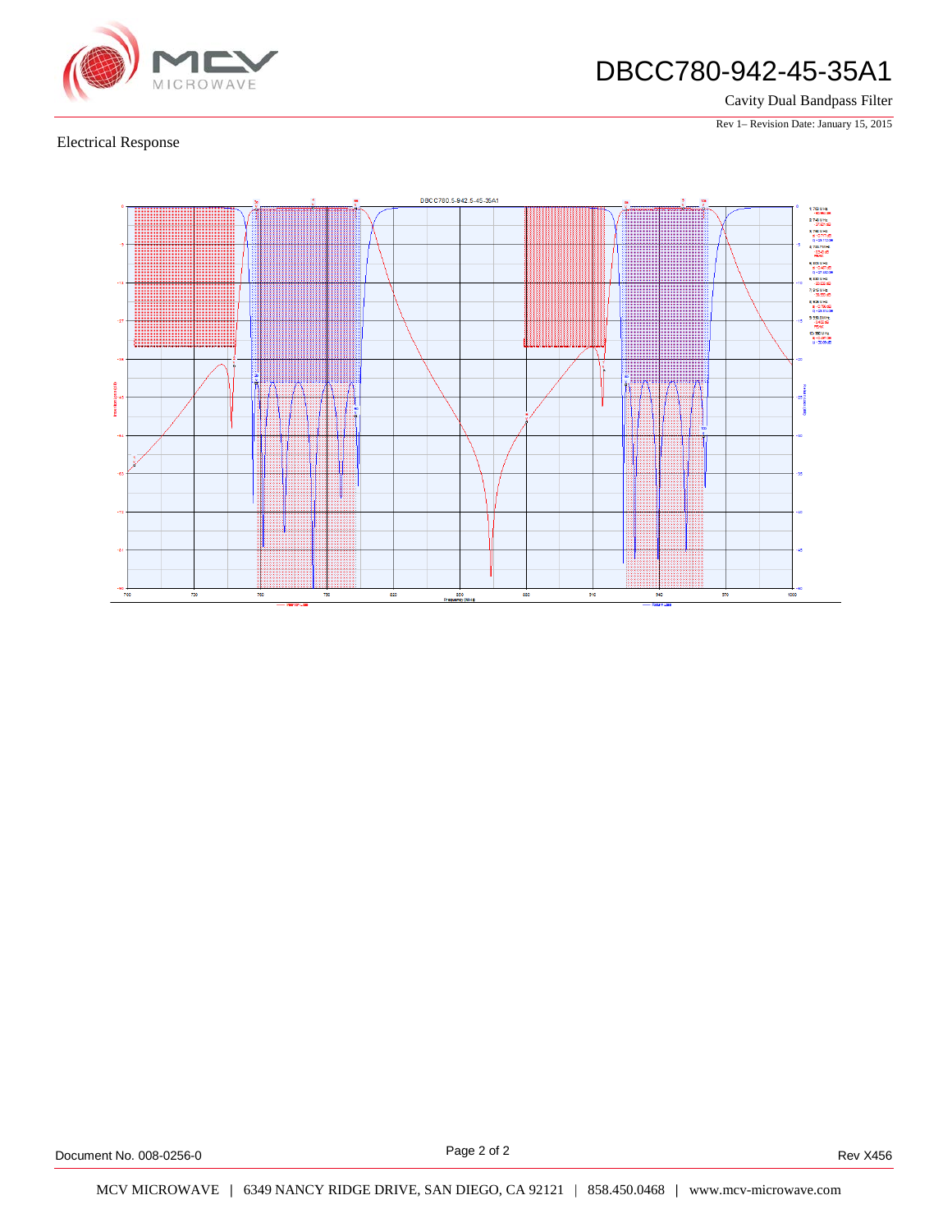# DBCC780-942-45-35A1

Cavity Dual Bandpass Filter

Rev 1– Revision Date: January 15, 2015

Electrical Response

DBCC780.5-942.5-45-35A1

Frequency (MHz)

700 730 760 790 820 850 880 910 940 970 1000

Insertion Loss

Return Loss

Document No. 008-0256-0

Rev X456

MCV MICROWAVE | 6349 NANCY RIDGE DRIVE, SAN DIEGO, CA 92121 | 858.450.0468 | www.mcv-microwave.com